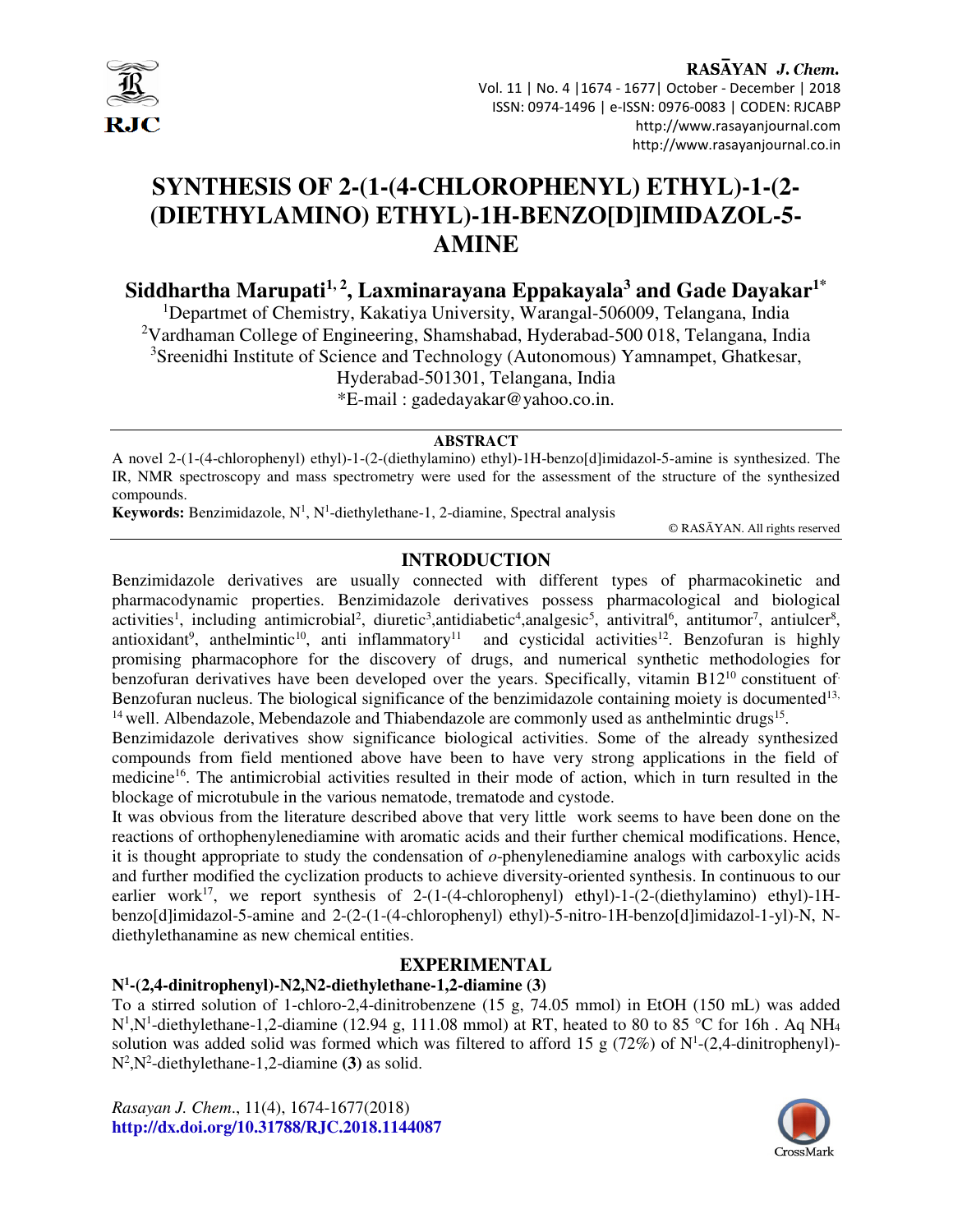# SYNTHESIS OF 2-(1-(4-CHLOROPHENYL) ETHYL)-1-(2-(DIETHYLAMINO) ETHYL)-1H-BENZO[D]IMIDAZOL-5-AMINE

**Siddhartha Marupati[1, 2], Laxminarayana Eppakayala[3] and Gade Dayakar[1]***

[1]Departmet of Chemistry, Kakatiya University, Warangal-506009, Telangana, India
[2]Vardhaman College of Engineering, Shamshabad, Hyderabad-500 018, Telangana, India
[3]Sreenidhi Institute of Science and Technology (Autonomous) Yamnampet, Ghatkesar, Hyderabad-501301, Telangana, India
*E-mail : gadedayakar@yahoo.co.in.

## ABSTRACT

A novel 2-(1-(4-chlorophenyl) ethyl)-1-(2-(diethylamino) ethyl)-1H-benzo[d]imidazol-5-amine is synthesized. The IR, NMR spectroscopy and mass spectrometry were used for the assessment of the structure of the synthesized compounds.

**Keywords:** Benzimidazole, N[1], N[1]-diethylethane-1, 2-diamine, Spectral analysis

© RASĀYAN. All rights reserved

## INTRODUCTION

Benzimidazole derivatives are usually connected with different types of pharmacokinetic and pharmacodynamic properties. Benzimidazole derivatives possess pharmacological and biological activities[1], including antimicrobial[2], diuretic[3],antidiabetic[4],analgesic[5], antivitral[6], antitumor[7], antiulcer[8], antioxidant[9], anthelmintic[10], anti inflammatory[11] and cysticidal activities[12]. Benzofuran is highly promising pharmacophore for the discovery of drugs, and numerical synthetic methodologies for benzofuran derivatives have been developed over the years. Specifically, vitamin B12[10] constituent of Benzofuran nucleus. The biological significance of the benzimidazole containing moiety is documented[13, 14] well. Albendazole, Mebendazole and Thiabendazole are commonly used as anthelmintic drugs[15].

Benzimidazole derivatives show significance biological activities. Some of the already synthesized compounds from field mentioned above have been to have very strong applications in the field of medicine[16]. The antimicrobial activities resulted in their mode of action, which in turn resulted in the blockage of microtubule in the various nematode, trematode and cystode.

It was obvious from the literature described above that very little work seems to have been done on the reactions of orthophenylenediamine with aromatic acids and their further chemical modifications. Hence, it is thought appropriate to study the condensation of *o*-phenylenediamine analogs with carboxylic acids and further modified the cyclization products to achieve diversity-oriented synthesis. In continuous to our earlier work[17], we report synthesis of 2-(1-(4-chlorophenyl) ethyl)-1-(2-(diethylamino) ethyl)-1H-benzo[d]imidazol-5-amine and 2-(2-(1-(4-chlorophenyl) ethyl)-5-nitro-1H-benzo[d]imidazol-1-yl)-N, N-diethylethanamine as new chemical entities.

## EXPERIMENTAL

### N[1]-(2,4-dinitrophenyl)-N2,N2-diethylethane-1,2-diamine (3)

To a stirred solution of 1-chloro-2,4-dinitrobenzene (15 g, 74.05 mmol) in EtOH (150 mL) was added N[1],N[1]-diethylethane-1,2-diamine (12.94 g, 111.08 mmol) at RT, heated to 80 to 85 °C for 16h . Aq $NH_4$ solution was added solid was formed which was filtered to afford 15 g (72%) of N[1]-(2,4-dinitrophenyl)-N[2],N[2]-diethylethane-1,2-diamine **(3)** as solid.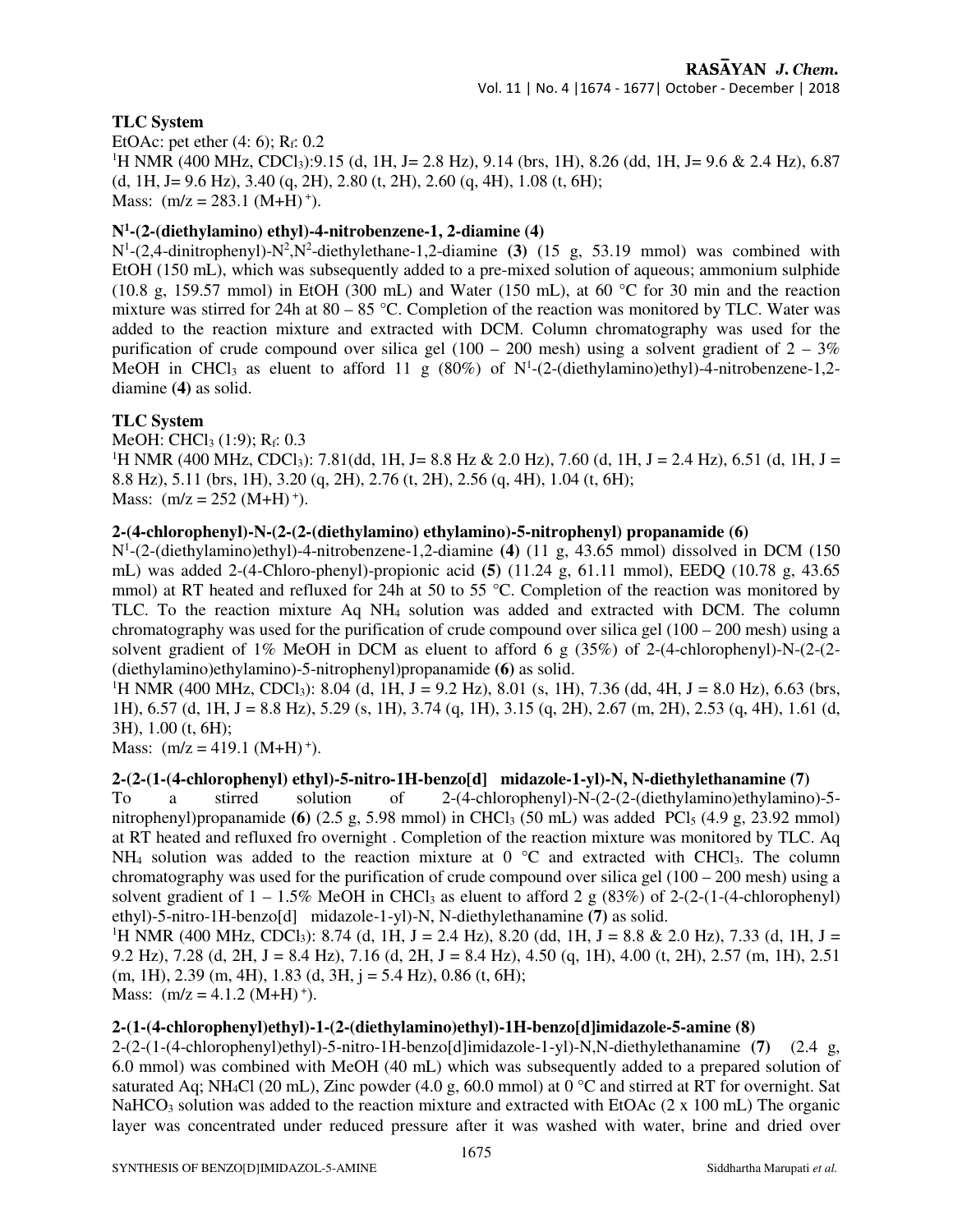**TLC System**

EtOAc: pet ether (4: 6); $R_f$: 0.2

$^1$H NMR (400 MHz, $CDCl_3$):9.15 (d, 1H, J= 2.8 Hz), 9.14 (brs, 1H), 8.26 (dd, 1H, J= 9.6 & 2.4 Hz), 6.87 (d, 1H, J= 9.6 Hz), 3.40 (q, 2H), 2.80 (t, 2H), 2.60 (q, 4H), 1.08 (t, 6H);

Mass: (m/z = 283.1 $(M+H)^+$).

### $N^1$-(2-(diethylamino) ethyl)-4-nitrobenzene-1, 2-diamine (4)

$N^1$-(2,4-dinitrophenyl)-$N^2$,$N^2$-diethylethane-1,2-diamine **(3)** (15 g, 53.19 mmol) was combined with EtOH (150 mL), which was subsequently added to a pre-mixed solution of aqueous; ammonium sulphide (10.8 g, 159.57 mmol) in EtOH (300 mL) and Water (150 mL), at 60 °C for 30 min and the reaction mixture was stirred for 24h at 80 – 85 °C. Completion of the reaction was monitored by TLC. Water was added to the reaction mixture and extracted with DCM. Column chromatography was used for the purification of crude compound over silica gel (100 – 200 mesh) using a solvent gradient of 2 – 3% MeOH in $CHCl_3$ as eluent to afford 11 g (80%) of $N^1$-(2-(diethylamino)ethyl)-4-nitrobenzene-1,2-diamine **(4)** as solid.

**TLC System**

MeOH: $CHCl_3$ (1:9); $R_f$: 0.3

$^1$H NMR (400 MHz, $CDCl_3$): 7.81(dd, 1H, J= 8.8 Hz & 2.0 Hz), 7.60 (d, 1H, J = 2.4 Hz), 6.51 (d, 1H, J = 8.8 Hz), 5.11 (brs, 1H), 3.20 (q, 2H), 2.76 (t, 2H), 2.56 (q, 4H), 1.04 (t, 6H);

Mass: (m/z = 252 $(M+H)^+$).

### 2-(4-chlorophenyl)-N-(2-(2-(diethylamino) ethylamino)-5-nitrophenyl) propanamide (6)

$N^1$-(2-(diethylamino)ethyl)-4-nitrobenzene-1,2-diamine **(4)** (11 g, 43.65 mmol) dissolved in DCM (150 mL) was added 2-(4-Chloro-phenyl)-propionic acid **(5)** (11.24 g, 61.11 mmol), EEDQ (10.78 g, 43.65 mmol) at RT heated and refluxed for 24h at 50 to 55 °C. Completion of the reaction was monitored by TLC. To the reaction mixture Aq $NH_4$ solution was added and extracted with DCM. The column chromatography was used for the purification of crude compound over silica gel (100 – 200 mesh) using a solvent gradient of 1% MeOH in DCM as eluent to afford 6 g (35%) of 2-(4-chlorophenyl)-N-(2-(2-(diethylamino)ethylamino)-5-nitrophenyl)propanamide **(6)** as solid.

$^1$H NMR (400 MHz, $CDCl_3$): 8.04 (d, 1H, J = 9.2 Hz), 8.01 (s, 1H), 7.36 (dd, 4H, J = 8.0 Hz), 6.63 (brs, 1H), 6.57 (d, 1H, J = 8.8 Hz), 5.29 (s, 1H), 3.74 (q, 1H), 3.15 (q, 2H), 2.67 (m, 2H), 2.53 (q, 4H), 1.61 (d, 3H), 1.00 (t, 6H);

Mass: (m/z = 419.1 $(M+H)^+$).

### 2-(2-(1-(4-chlorophenyl) ethyl)-5-nitro-1H-benzo[d] midazole-1-yl)-N, N-diethylethanamine (7)

To a stirred solution of 2-(4-chlorophenyl)-N-(2-(2-(diethylamino)ethylamino)-5-nitrophenyl)propanamide **(6)** (2.5 g, 5.98 mmol) in $CHCl_3$ (50 mL) was added $PCl_5$ (4.9 g, 23.92 mmol) at RT heated and refluxed fro overnight . Completion of the reaction mixture was monitored by TLC. Aq $NH_4$ solution was added to the reaction mixture at 0 °C and extracted with $CHCl_3$. The column chromatography was used for the purification of crude compound over silica gel (100 – 200 mesh) using a solvent gradient of 1 – 1.5% MeOH in $CHCl_3$ as eluent to afford 2 g (83%) of 2-(2-(1-(4-chlorophenyl) ethyl)-5-nitro-1H-benzo[d] midazole-1-yl)-N, N-diethylethanamine **(7)** as solid.

$^1$H NMR (400 MHz, $CDCl_3$): 8.74 (d, 1H, J = 2.4 Hz), 8.20 (dd, 1H, J = 8.8 & 2.0 Hz), 7.33 (d, 1H, J = 9.2 Hz), 7.28 (d, 2H, J = 8.4 Hz), 7.16 (d, 2H, J = 8.4 Hz), 4.50 (q, 1H), 4.00 (t, 2H), 2.57 (m, 1H), 2.51 (m, 1H), 2.39 (m, 4H), 1.83 (d, 3H, j = 5.4 Hz), 0.86 (t, 6H);

Mass: (m/z = 4.1.2 $(M+H)^+$).

### 2-(1-(4-chlorophenyl)ethyl)-1-(2-(diethylamino)ethyl)-1H-benzo[d]imidazole-5-amine (8)

2-(2-(1-(4-chlorophenyl)ethyl)-5-nitro-1H-benzo[d]imidazole-1-yl)-N,N-diethylethanamine **(7)** (2.4 g, 6.0 mmol) was combined with MeOH (40 mL) which was subsequently added to a prepared solution of saturated Aq; $NH_4Cl$ (20 mL), Zinc powder (4.0 g, 60.0 mmol) at 0 °C and stirred at RT for overnight. Sat $NaHCO_3$ solution was added to the reaction mixture and extracted with EtOAc (2 x 100 mL) The organic layer was concentrated under reduced pressure after it was washed with water, brine and dried over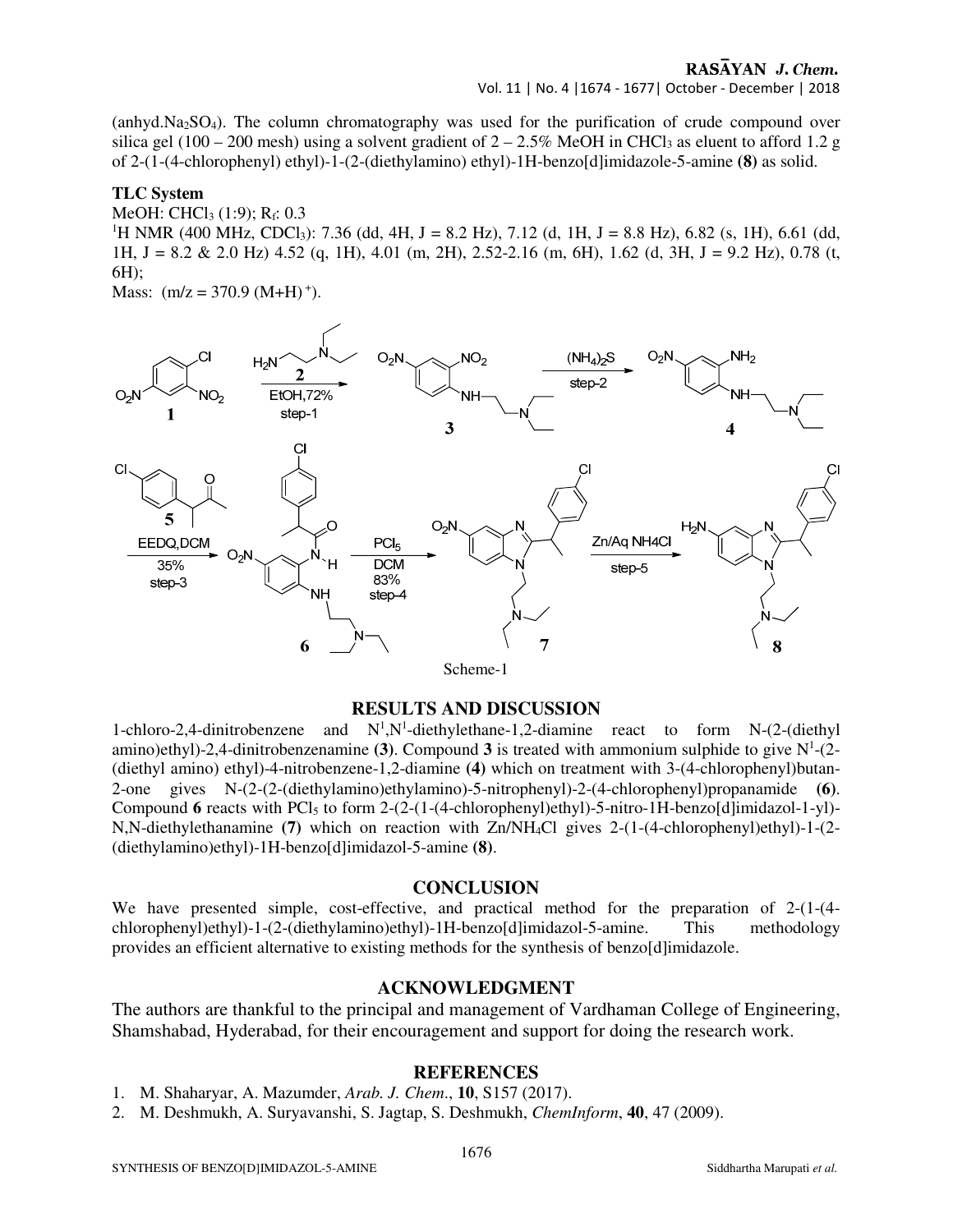(anhyd.$Na_2SO_4$). The column chromatography was used for the purification of crude compound over silica gel (100 – 200 mesh) using a solvent gradient of 2 – 2.5% MeOH in $CHCl_3$ as eluent to afford 1.2 g of 2-(1-(4-chlorophenyl) ethyl)-1-(2-(diethylamino) ethyl)-1H-benzo[d]imidazole-5-amine **(8)** as solid.

**TLC System**

MeOH: $CHCl_3$ (1:9); $R_f$: 0.3

$^1$H NMR (400 MHz, $CDCl_3$): 7.36 (dd, 4H, J = 8.2 Hz), 7.12 (d, 1H, J = 8.8 Hz), 6.82 (s, 1H), 6.61 (dd, 1H, J = 8.2 & 2.0 Hz) 4.52 (q, 1H), 4.01 (m, 2H), 2.52-2.16 (m, 6H), 1.62 (d, 3H, J = 9.2 Hz), 0.78 (t, 6H);

Mass: (m/z = 370.9 $(M+H)^+$).

Scheme-1

## RESULTS AND DISCUSSION

1-chloro-2,4-dinitrobenzene and $N^1,N^1$-diethylethane-1,2-diamine react to form N-(2-(diethyl amino)ethyl)-2,4-dinitrobenzenamine **(3)**. Compound **3** is treated with ammonium sulphide to give $N^1$-(2-(diethyl amino) ethyl)-4-nitrobenzene-1,2-diamine **(4)** which on treatment with 3-(4-chlorophenyl)butan-2-one gives N-(2-(2-(diethylamino)ethylamino)-5-nitrophenyl)-2-(4-chlorophenyl)propanamide **(6)**. Compound **6** reacts with $PCl_5$ to form 2-(2-(1-(4-chlorophenyl)ethyl)-5-nitro-1H-benzo[d]imidazol-1-yl)-N,N-diethylethanamine **(7)** which on reaction with Zn/$NH_4Cl$ gives 2-(1-(4-chlorophenyl)ethyl)-1-(2-(diethylamino)ethyl)-1H-benzo[d]imidazol-5-amine **(8)**.

## CONCLUSION

We have presented simple, cost-effective, and practical method for the preparation of 2-(1-(4-chlorophenyl)ethyl)-1-(2-(diethylamino)ethyl)-1H-benzo[d]imidazol-5-amine. This methodology provides an efficient alternative to existing methods for the synthesis of benzo[d]imidazole.

## ACKNOWLEDGMENT

The authors are thankful to the principal and management of Vardhaman College of Engineering, Shamshabad, Hyderabad, for their encouragement and support for doing the research work.

## REFERENCES

1. M. Shaharyar, A. Mazumder, *Arab. J. Chem*., **10**, S157 (2017).
2. M. Deshmukh, A. Suryavanshi, S. Jagtap, S. Deshmukh, *ChemInform*, **40**, 47 (2009).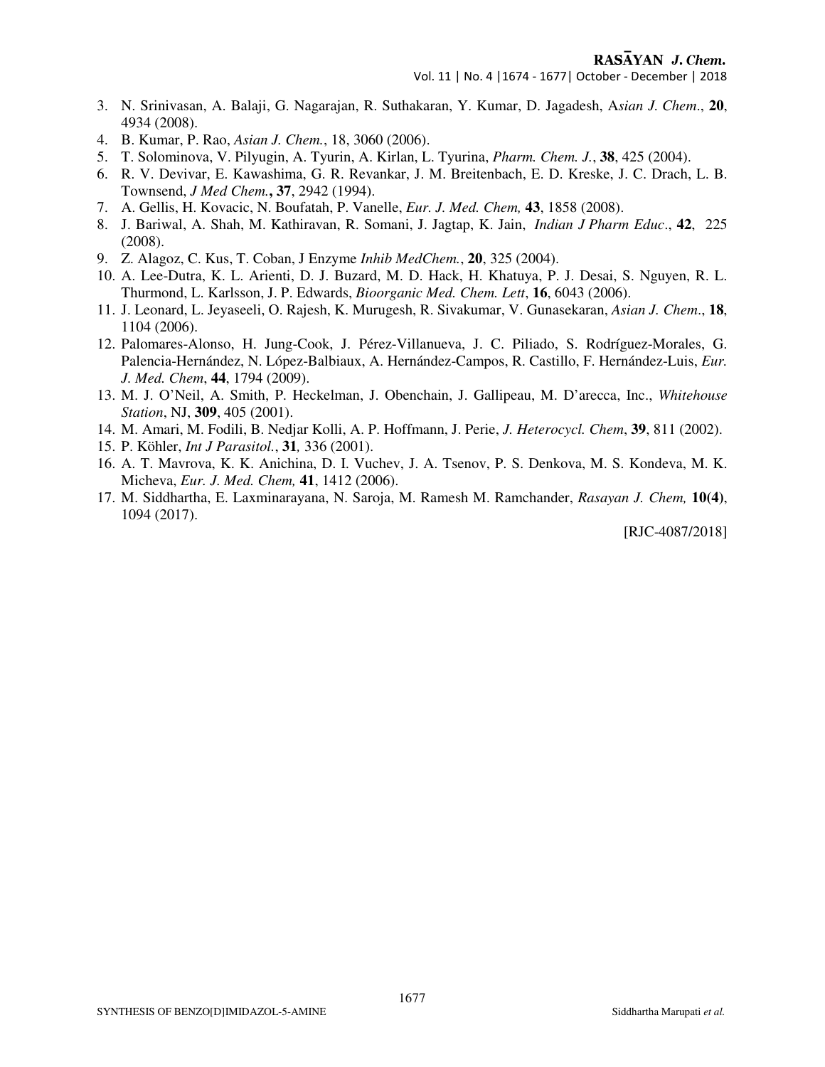3. N. Srinivasan, A. Balaji, G. Nagarajan, R. Suthakaran, Y. Kumar, D. Jagadesh, A*sian J. Chem*., **20**, 4934 (2008).
4. B. Kumar, P. Rao, *Asian J. Chem.*, 18, 3060 (2006).
5. T. Solominova, V. Pilyugin, A. Tyurin, A. Kirlan, L. Tyurina, *Pharm. Chem. J.*, **38**, 425 (2004).
6. R. V. Devivar, E. Kawashima, G. R. Revankar, J. M. Breitenbach, E. D. Kreske, J. C. Drach, L. B. Townsend, *J Med Chem.***, 37**, 2942 (1994).
7. A. Gellis, H. Kovacic, N. Boufatah, P. Vanelle, *Eur. J. Med. Chem,* **43**, 1858 (2008).
8. J. Bariwal, A. Shah, M. Kathiravan, R. Somani, J. Jagtap, K. Jain, *Indian J Pharm Educ*., **42**, 225 (2008).
9. Z. Alagoz, C. Kus, T. Coban, J Enzyme *Inhib MedChem.*, **20**, 325 (2004).
10. A. Lee-Dutra, K. L. Arienti, D. J. Buzard, M. D. Hack, H. Khatuya, P. J. Desai, S. Nguyen, R. L. Thurmond, L. Karlsson, J. P. Edwards, *Bioorganic Med. Chem. Lett*, **16**, 6043 (2006).
11. J. Leonard, L. Jeyaseeli, O. Rajesh, K. Murugesh, R. Sivakumar, V. Gunasekaran, *Asian J. Chem*., **18**, 1104 (2006).
12. Palomares-Alonso, H. Jung-Cook, J. Pérez-Villanueva, J. C. Piliado, S. Rodríguez-Morales, G. Palencia-Hernández, N. López-Balbiaux, A. Hernández-Campos, R. Castillo, F. Hernández-Luis, *Eur. J. Med. Chem*, **44**, 1794 (2009).
13. M. J. O'Neil, A. Smith, P. Heckelman, J. Obenchain, J. Gallipeau, M. D'arecca, Inc., *Whitehouse Station*, NJ, **309**, 405 (2001).
14. M. Amari, M. Fodili, B. Nedjar Kolli, A. P. Hoffmann, J. Perie, *J. Heterocycl. Chem*, **39**, 811 (2002).
15. P. Köhler, *Int J Parasitol.*, **31***,* 336 (2001).
16. A. T. Mavrova, K. K. Anichina, D. I. Vuchev, J. A. Tsenov, P. S. Denkova, M. S. Kondeva, M. K. Micheva, *Eur. J. Med. Chem,* **41**, 1412 (2006).
17. M. Siddhartha, E. Laxminarayana, N. Saroja, M. Ramesh M. Ramchander, *Rasayan J. Chem,* **10(4)**, 1094 (2017).

[RJC-4087/2018]